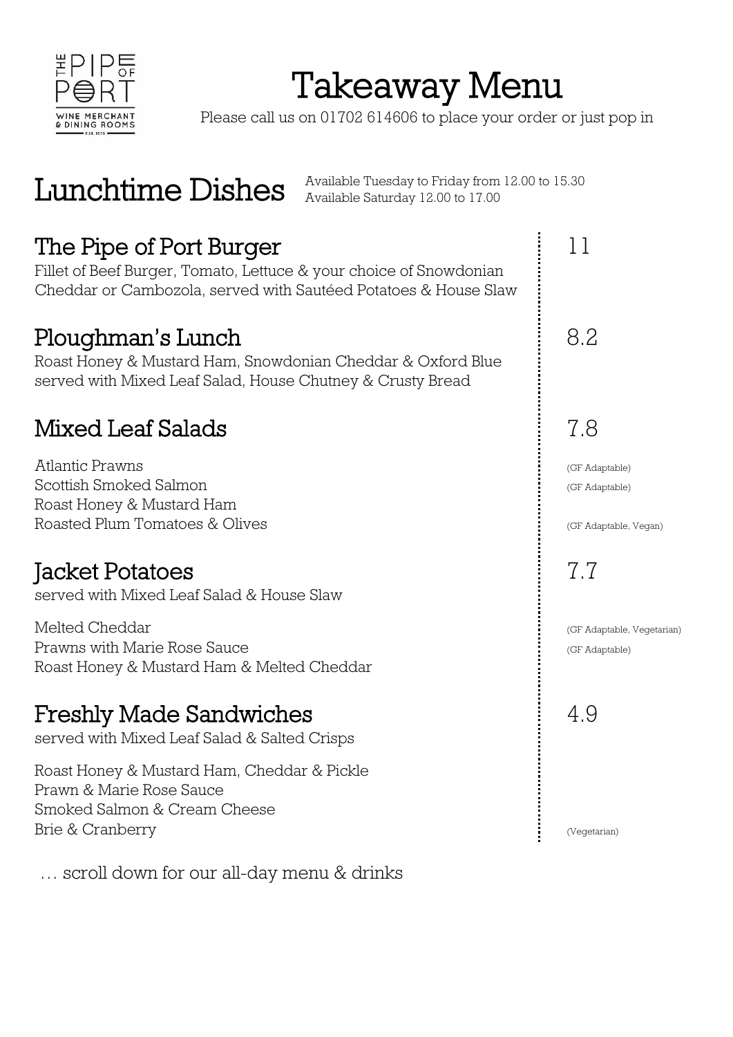THE PIPE OF PORT
WINE MERCHANT & DINING ROOMS
EST. 1978

# Takeaway Menu

Please call us on 01702 614606 to place your order or just pop in

## Lunchtime Dishes

Available Tuesday to Friday from 12.00 to 15.30
Available Saturday 12.00 to 17.00

### The Pipe of Port Burger — 11

Fillet of Beef Burger, Tomato, Lettuce & your choice of Snowdonian Cheddar or Cambozola, served with Sautéed Potatoes & House Slaw

### Ploughman's Lunch — 8.2

Roast Honey & Mustard Ham, Snowdonian Cheddar & Oxford Blue served with Mixed Leaf Salad, House Chutney & Crusty Bread

### Mixed Leaf Salads — 7.8

- Atlantic Prawns (GF Adaptable)
- Scottish Smoked Salmon (GF Adaptable)
- Roast Honey & Mustard Ham
- Roasted Plum Tomatoes & Olives (GF Adaptable, Vegan)

### Jacket Potatoes — 7.7

served with Mixed Leaf Salad & House Slaw

- Melted Cheddar (GF Adaptable, Vegetarian)
- Prawns with Marie Rose Sauce (GF Adaptable)
- Roast Honey & Mustard Ham & Melted Cheddar

### Freshly Made Sandwiches — 4.9

served with Mixed Leaf Salad & Salted Crisps

- Roast Honey & Mustard Ham, Cheddar & Pickle
- Prawn & Marie Rose Sauce
- Smoked Salmon & Cream Cheese
- Brie & Cranberry (Vegetarian)

… scroll down for our all-day menu & drinks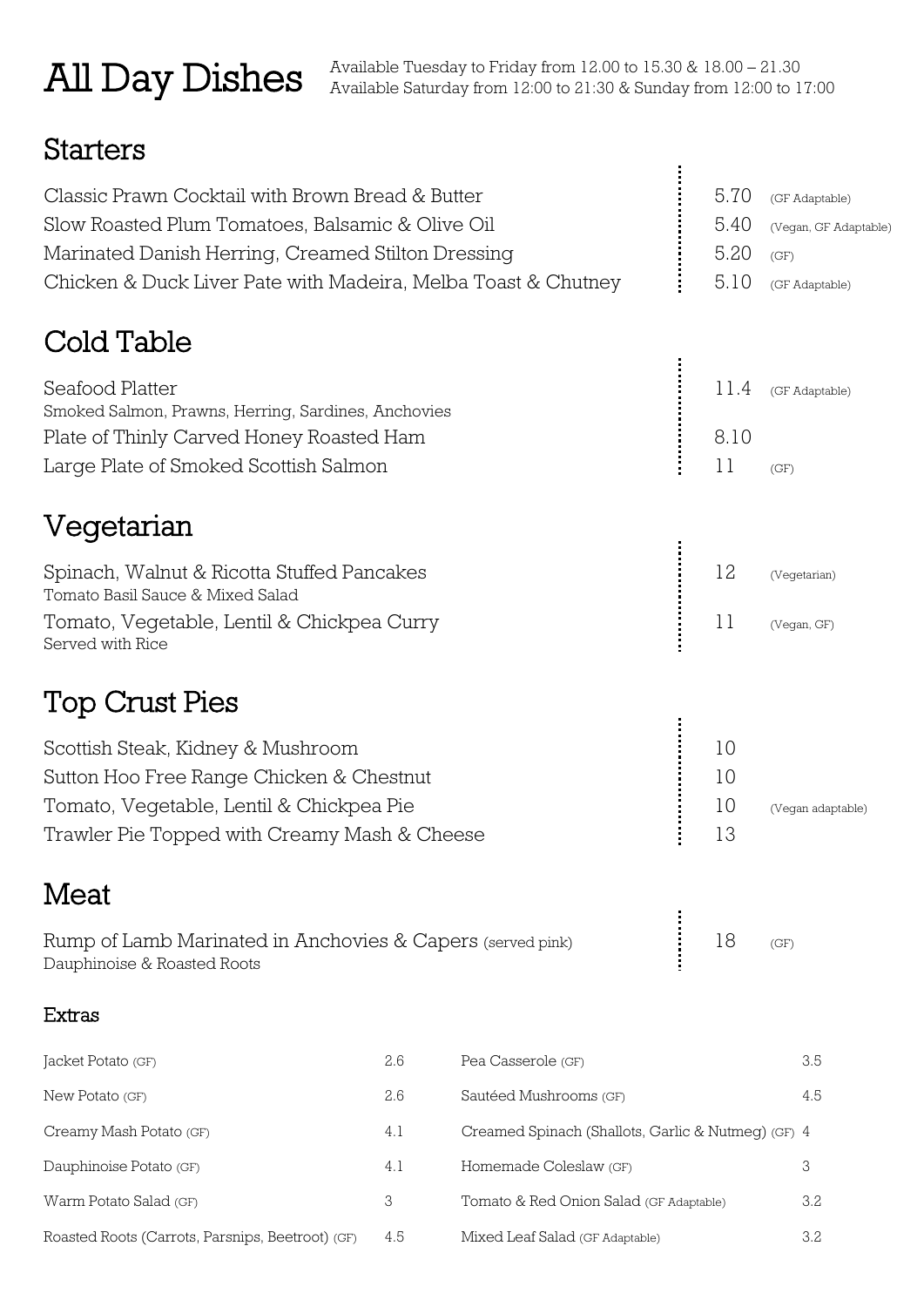# All Day Dishes

Available Tuesday to Friday from 12.00 to 15.30 & 18.00 – 21.30
Available Saturday from 12:00 to 21:30 & Sunday from 12:00 to 17:00

## Starters

| Dish | Price | Dietary |
|---|---|---|
| Classic Prawn Cocktail with Brown Bread & Butter | 5.70 | (GF Adaptable) |
| Slow Roasted Plum Tomatoes, Balsamic & Olive Oil | 5.40 | (Vegan, GF Adaptable) |
| Marinated Danish Herring, Creamed Stilton Dressing | 5.20 | (GF) |
| Chicken & Duck Liver Pate with Madeira, Melba Toast & Chutney | 5.10 | (GF Adaptable) |

## Cold Table

| Dish | Price | Dietary |
|---|---|---|
| Seafood Platter<br>Smoked Salmon, Prawns, Herring, Sardines, Anchovies | 11.4 | (GF Adaptable) |
| Plate of Thinly Carved Honey Roasted Ham | 8.10 | |
| Large Plate of Smoked Scottish Salmon | 11 | (GF) |

## Vegetarian

| Dish | Price | Dietary |
|---|---|---|
| Spinach, Walnut & Ricotta Stuffed Pancakes<br>Tomato Basil Sauce & Mixed Salad | 12 | (Vegetarian) |
| Tomato, Vegetable, Lentil & Chickpea Curry<br>Served with Rice | 11 | (Vegan, GF) |

## Top Crust Pies

| Dish | Price | Dietary |
|---|---|---|
| Scottish Steak, Kidney & Mushroom | 10 | |
| Sutton Hoo Free Range Chicken & Chestnut | 10 | |
| Tomato, Vegetable, Lentil & Chickpea Pie | 10 | (Vegan adaptable) |
| Trawler Pie Topped with Creamy Mash & Cheese | 13 | |

## Meat

| Dish | Price | Dietary |
|---|---|---|
| Rump of Lamb Marinated in Anchovies & Capers (served pink)<br>Dauphinoise & Roasted Roots | 18 | (GF) |

### Extras

| Item | Price | Item | Price |
|---|---|---|---|
| Jacket Potato (GF) | 2.6 | Pea Casserole (GF) | 3.5 |
| New Potato (GF) | 2.6 | Sautéed Mushrooms (GF) | 4.5 |
| Creamy Mash Potato (GF) | 4.1 | Creamed Spinach (Shallots, Garlic & Nutmeg) (GF) | 4 |
| Dauphinoise Potato (GF) | 4.1 | Homemade Coleslaw (GF) | 3 |
| Warm Potato Salad (GF) | 3 | Tomato & Red Onion Salad (GF Adaptable) | 3.2 |
| Roasted Roots (Carrots, Parsnips, Beetroot) (GF) | 4.5 | Mixed Leaf Salad (GF Adaptable) | 3.2 |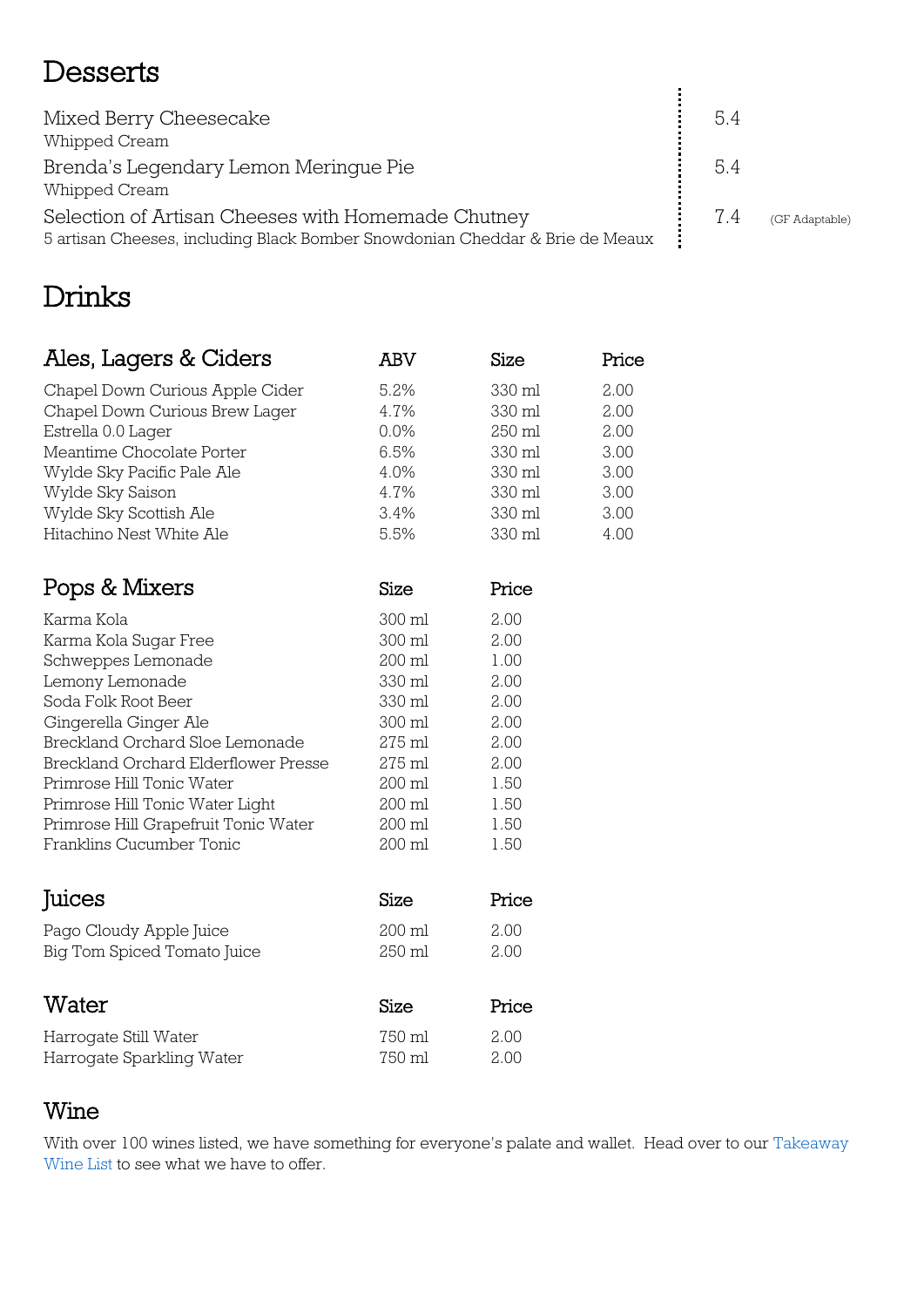# Desserts

| | | |
|---|---|---|
| Mixed Berry Cheesecake<br>Whipped Cream | 5.4 | |
| Brenda's Legendary Lemon Meringue Pie<br>Whipped Cream | 5.4 | |
| Selection of Artisan Cheeses with Homemade Chutney<br>5 artisan Cheeses, including Black Bomber Snowdonian Cheddar & Brie de Meaux | 7.4 | (GF Adaptable) |

# Drinks

| Ales, Lagers & Ciders | ABV | Size | Price |
|---|---|---|---|
| Chapel Down Curious Apple Cider | 5.2% | 330 ml | 2.00 |
| Chapel Down Curious Brew Lager | 4.7% | 330 ml | 2.00 |
| Estrella 0.0 Lager | 0.0% | 250 ml | 2.00 |
| Meantime Chocolate Porter | 6.5% | 330 ml | 3.00 |
| Wylde Sky Pacific Pale Ale | 4.0% | 330 ml | 3.00 |
| Wylde Sky Saison | 4.7% | 330 ml | 3.00 |
| Wylde Sky Scottish Ale | 3.4% | 330 ml | 3.00 |
| Hitachino Nest White Ale | 5.5% | 330 ml | 4.00 |

| Pops & Mixers | Size | Price |
|---|---|---|
| Karma Kola | 300 ml | 2.00 |
| Karma Kola Sugar Free | 300 ml | 2.00 |
| Schweppes Lemonade | 200 ml | 1.00 |
| Lemony Lemonade | 330 ml | 2.00 |
| Soda Folk Root Beer | 330 ml | 2.00 |
| Gingerella Ginger Ale | 300 ml | 2.00 |
| Breckland Orchard Sloe Lemonade | 275 ml | 2.00 |
| Breckland Orchard Elderflower Presse | 275 ml | 2.00 |
| Primrose Hill Tonic Water | 200 ml | 1.50 |
| Primrose Hill Tonic Water Light | 200 ml | 1.50 |
| Primrose Hill Grapefruit Tonic Water | 200 ml | 1.50 |
| Franklins Cucumber Tonic | 200 ml | 1.50 |

| Juices | Size | Price |
|---|---|---|
| Pago Cloudy Apple Juice | 200 ml | 2.00 |
| Big Tom Spiced Tomato Juice | 250 ml | 2.00 |

| Water | Size | Price |
|---|---|---|
| Harrogate Still Water | 750 ml | 2.00 |
| Harrogate Sparkling Water | 750 ml | 2.00 |

## Wine

With over 100 wines listed, we have something for everyone's palate and wallet. Head over to our Takeaway Wine List to see what we have to offer.